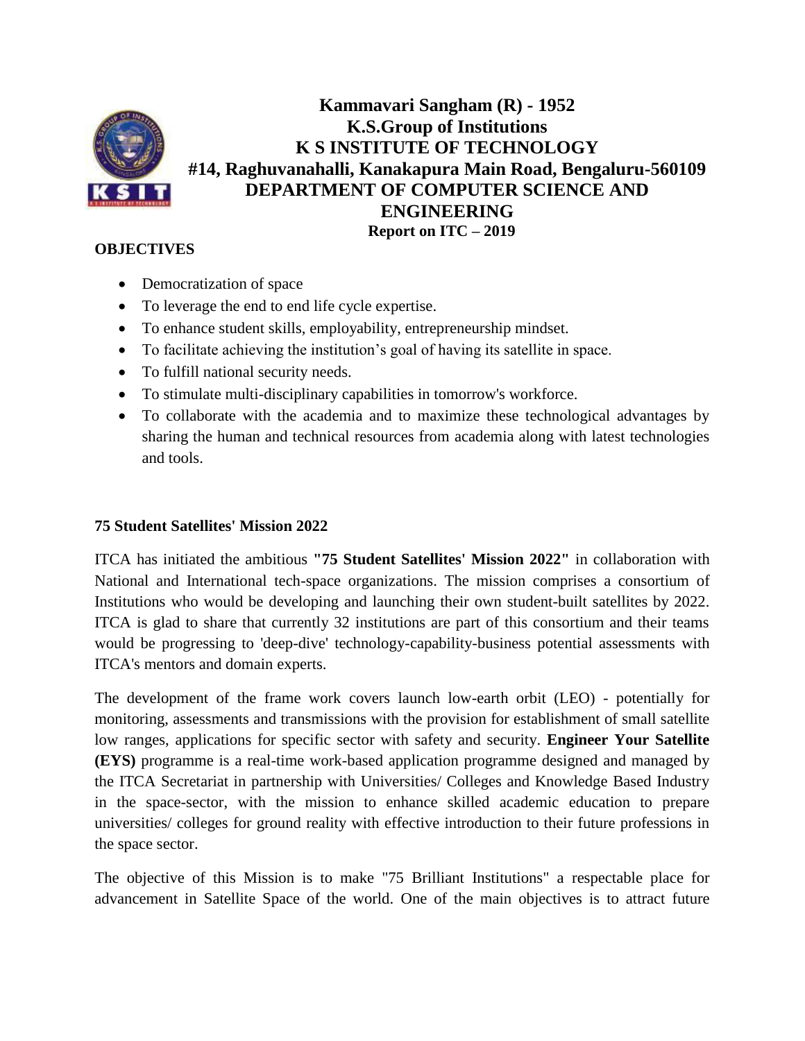# Kammavari Sangham (R) - 1952
# K.S.Group of Institutions
# K S INSTITUTE OF TECHNOLOGY
# #14, Raghuvanahalli, Kanakapura Main Road, Bengaluru-560109
# DEPARTMENT OF COMPUTER SCIENCE AND ENGINEERING

**Report on ITC – 2019**

**OBJECTIVES**

- Democratization of space
- To leverage the end to end life cycle expertise.
- To enhance student skills, employability, entrepreneurship mindset.
- To facilitate achieving the institution's goal of having its satellite in space.
- To fulfill national security needs.
- To stimulate multi-disciplinary capabilities in tomorrow's workforce.
- To collaborate with the academia and to maximize these technological advantages by sharing the human and technical resources from academia along with latest technologies and tools.

**75 Student Satellites' Mission 2022**

ITCA has initiated the ambitious **"75 Student Satellites' Mission 2022"** in collaboration with National and International tech-space organizations. The mission comprises a consortium of Institutions who would be developing and launching their own student-built satellites by 2022. ITCA is glad to share that currently 32 institutions are part of this consortium and their teams would be progressing to 'deep-dive' technology-capability-business potential assessments with ITCA's mentors and domain experts.

The development of the frame work covers launch low-earth orbit (LEO) - potentially for monitoring, assessments and transmissions with the provision for establishment of small satellite low ranges, applications for specific sector with safety and security. **Engineer Your Satellite (EYS)** programme is a real-time work-based application programme designed and managed by the ITCA Secretariat in partnership with Universities/ Colleges and Knowledge Based Industry in the space-sector, with the mission to enhance skilled academic education to prepare universities/ colleges for ground reality with effective introduction to their future professions in the space sector.

The objective of this Mission is to make "75 Brilliant Institutions" a respectable place for advancement in Satellite Space of the world. One of the main objectives is to attract future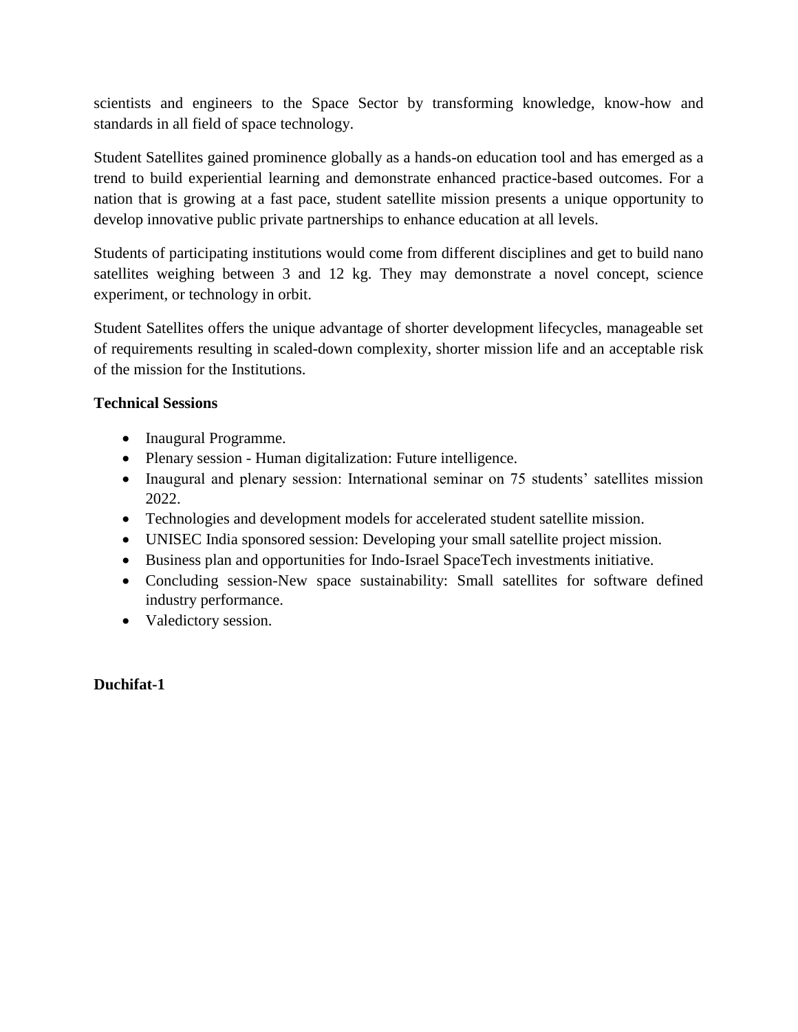scientists and engineers to the Space Sector by transforming knowledge, know-how and standards in all field of space technology.

Student Satellites gained prominence globally as a hands-on education tool and has emerged as a trend to build experiential learning and demonstrate enhanced practice-based outcomes. For a nation that is growing at a fast pace, student satellite mission presents a unique opportunity to develop innovative public private partnerships to enhance education at all levels.

Students of participating institutions would come from different disciplines and get to build nano satellites weighing between 3 and 12 kg. They may demonstrate a novel concept, science experiment, or technology in orbit.

Student Satellites offers the unique advantage of shorter development lifecycles, manageable set of requirements resulting in scaled-down complexity, shorter mission life and an acceptable risk of the mission for the Institutions.

**Technical Sessions**

- Inaugural Programme.
- Plenary session - Human digitalization: Future intelligence.
- Inaugural and plenary session: International seminar on 75 students' satellites mission 2022.
- Technologies and development models for accelerated student satellite mission.
- UNISEC India sponsored session: Developing your small satellite project mission.
- Business plan and opportunities for Indo-Israel SpaceTech investments initiative.
- Concluding session-New space sustainability: Small satellites for software defined industry performance.
- Valedictory session.

**Duchifat-1**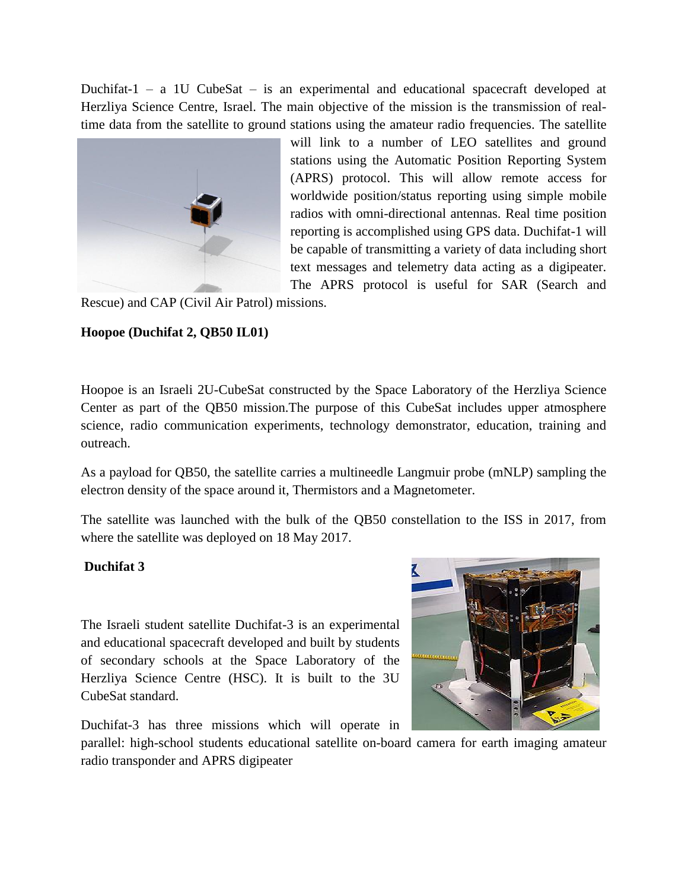Duchifat-1 – a 1U CubeSat – is an experimental and educational spacecraft developed at Herzliya Science Centre, Israel. The main objective of the mission is the transmission of real-time data from the satellite to ground stations using the amateur radio frequencies. The satellite will link to a number of LEO satellites and ground stations using the Automatic Position Reporting System (APRS) protocol. This will allow remote access for worldwide position/status reporting using simple mobile radios with omni-directional antennas. Real time position reporting is accomplished using GPS data. Duchifat-1 will be capable of transmitting a variety of data including short text messages and telemetry data acting as a digipeater. The APRS protocol is useful for SAR (Search and Rescue) and CAP (Civil Air Patrol) missions.

**Hoopoe (Duchifat 2, QB50 IL01)**

Hoopoe is an Israeli 2U-CubeSat constructed by the Space Laboratory of the Herzliya Science Center as part of the QB50 mission.The purpose of this CubeSat includes upper atmosphere science, radio communication experiments, technology demonstrator, education, training and outreach.

As a payload for QB50, the satellite carries a multineedle Langmuir probe (mNLP) sampling the electron density of the space around it, Thermistors and a Magnetometer.

The satellite was launched with the bulk of the QB50 constellation to the ISS in 2017, from where the satellite was deployed on 18 May 2017.

**Duchifat 3**

The Israeli student satellite Duchifat-3 is an experimental and educational spacecraft developed and built by students of secondary schools at the Space Laboratory of the Herzliya Science Centre (HSC). It is built to the 3U CubeSat standard.

Duchifat-3 has three missions which will operate in parallel: high-school students educational satellite on-board camera for earth imaging amateur radio transponder and APRS digipeater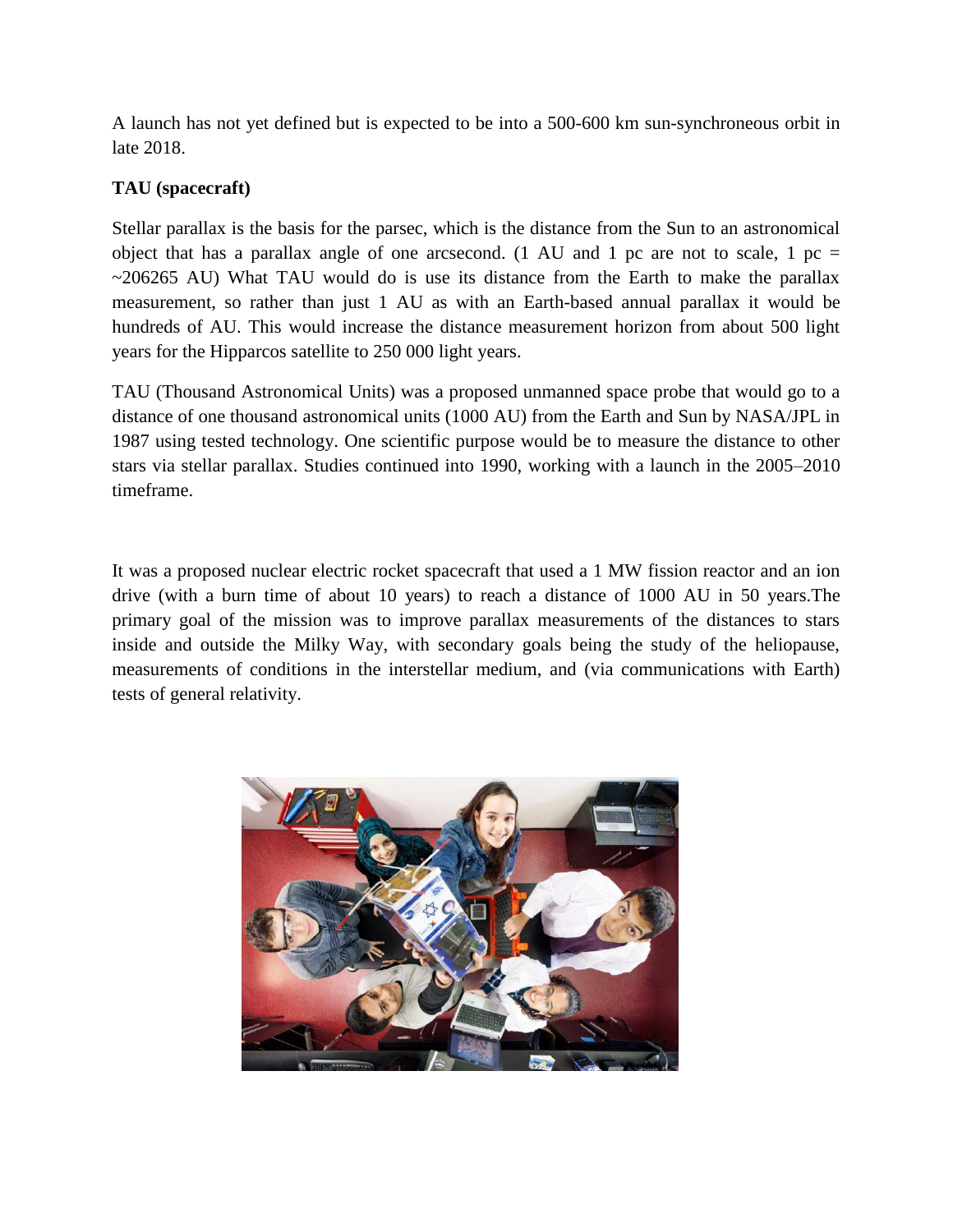A launch has not yet defined but is expected to be into a 500-600 km sun-synchroneous orbit in late 2018.

**TAU (spacecraft)**

Stellar parallax is the basis for the parsec, which is the distance from the Sun to an astronomical object that has a parallax angle of one arcsecond. (1 AU and 1 pc are not to scale, 1 pc = ~206265 AU) What TAU would do is use its distance from the Earth to make the parallax measurement, so rather than just 1 AU as with an Earth-based annual parallax it would be hundreds of AU. This would increase the distance measurement horizon from about 500 light years for the Hipparcos satellite to 250 000 light years.

TAU (Thousand Astronomical Units) was a proposed unmanned space probe that would go to a distance of one thousand astronomical units (1000 AU) from the Earth and Sun by NASA/JPL in 1987 using tested technology. One scientific purpose would be to measure the distance to other stars via stellar parallax. Studies continued into 1990, working with a launch in the 2005–2010 timeframe.

It was a proposed nuclear electric rocket spacecraft that used a 1 MW fission reactor and an ion drive (with a burn time of about 10 years) to reach a distance of 1000 AU in 50 years.The primary goal of the mission was to improve parallax measurements of the distances to stars inside and outside the Milky Way, with secondary goals being the study of the heliopause, measurements of conditions in the interstellar medium, and (via communications with Earth) tests of general relativity.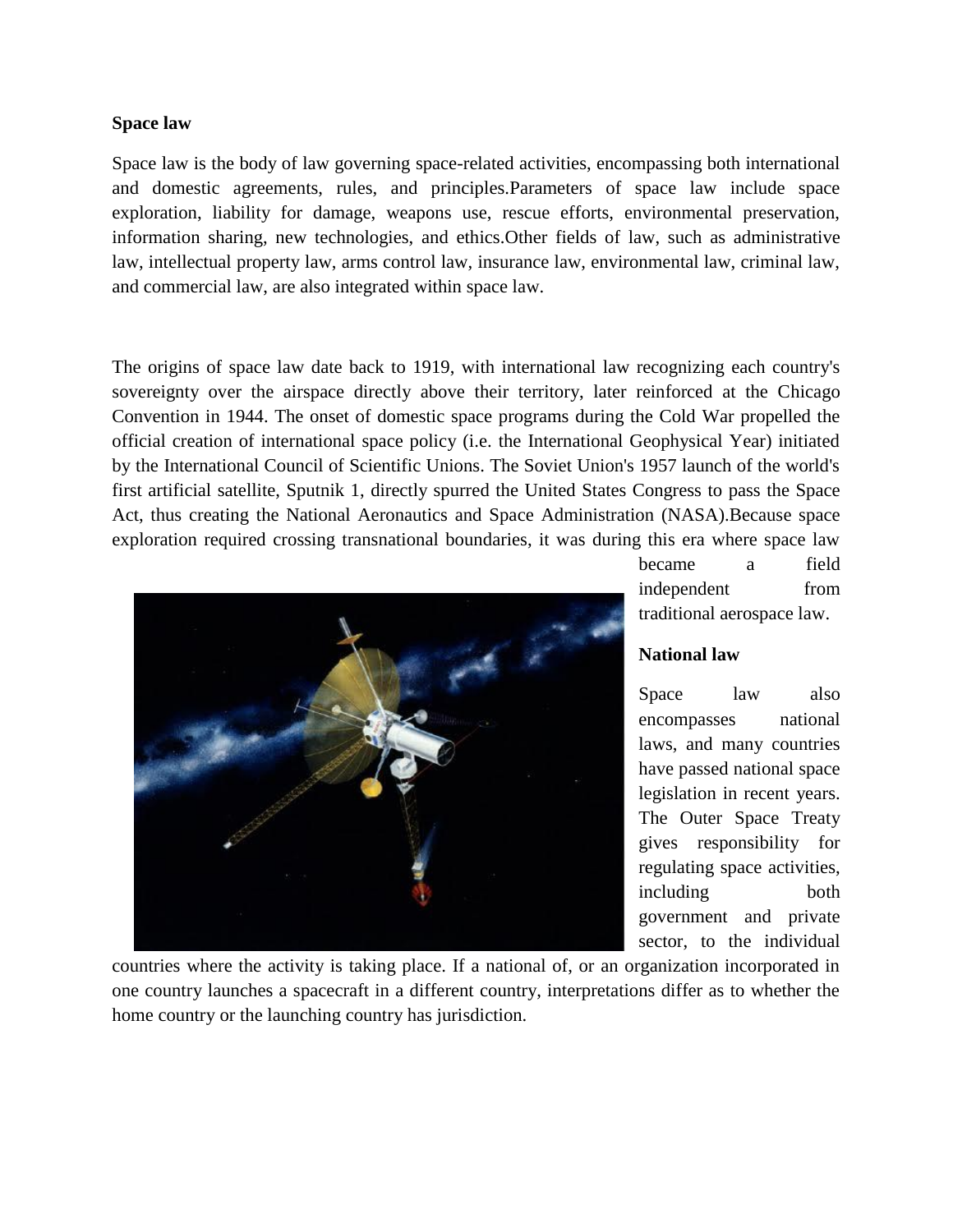**Space law**

Space law is the body of law governing space-related activities, encompassing both international and domestic agreements, rules, and principles.Parameters of space law include space exploration, liability for damage, weapons use, rescue efforts, environmental preservation, information sharing, new technologies, and ethics.Other fields of law, such as administrative law, intellectual property law, arms control law, insurance law, environmental law, criminal law, and commercial law, are also integrated within space law.

The origins of space law date back to 1919, with international law recognizing each country's sovereignty over the airspace directly above their territory, later reinforced at the Chicago Convention in 1944. The onset of domestic space programs during the Cold War propelled the official creation of international space policy (i.e. the International Geophysical Year) initiated by the International Council of Scientific Unions. The Soviet Union's 1957 launch of the world's first artificial satellite, Sputnik 1, directly spurred the United States Congress to pass the Space Act, thus creating the National Aeronautics and Space Administration (NASA).Because space exploration required crossing transnational boundaries, it was during this era where space law became a field independent from traditional aerospace law.

**National law**

Space law also encompasses national laws, and many countries have passed national space legislation in recent years. The Outer Space Treaty gives responsibility for regulating space activities, including both government and private sector, to the individual countries where the activity is taking place. If a national of, or an organization incorporated in one country launches a spacecraft in a different country, interpretations differ as to whether the home country or the launching country has jurisdiction.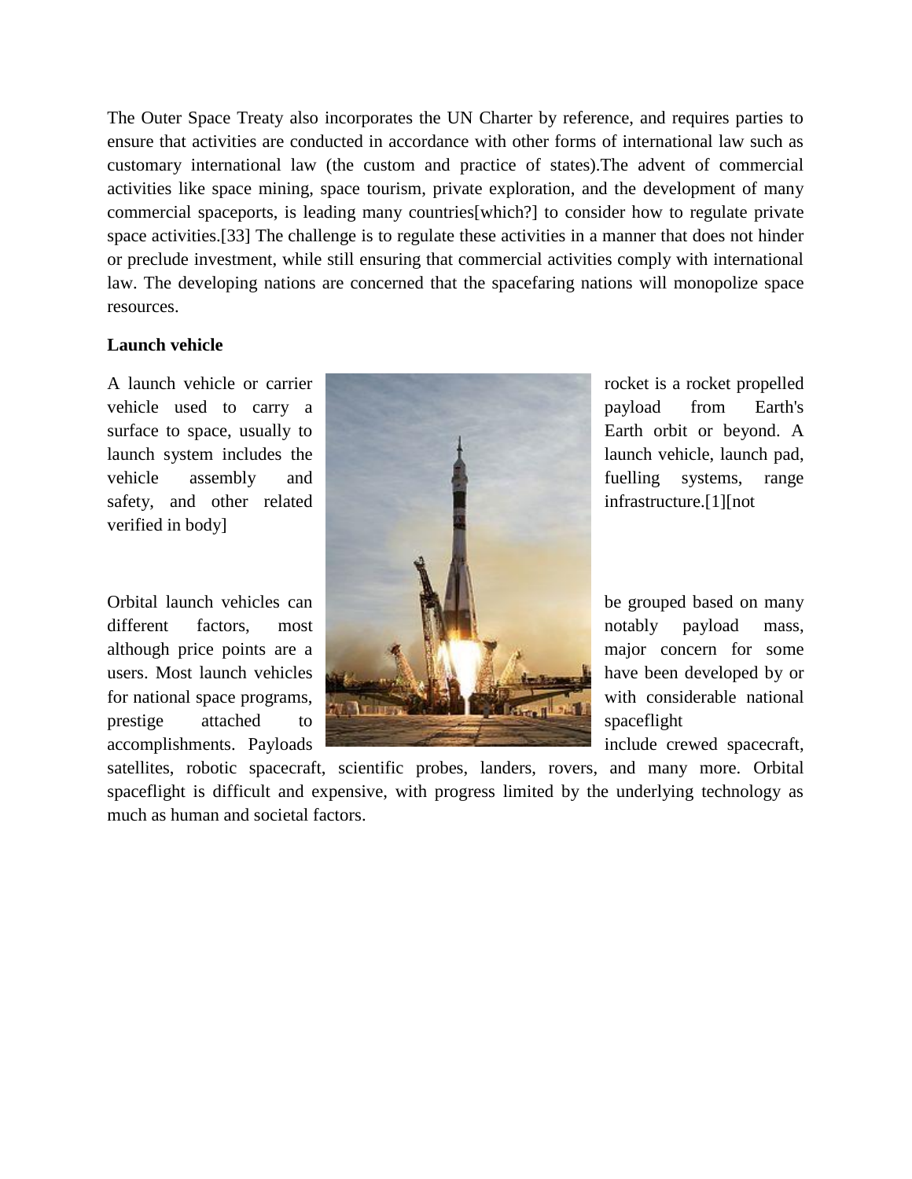The Outer Space Treaty also incorporates the UN Charter by reference, and requires parties to ensure that activities are conducted in accordance with other forms of international law such as customary international law (the custom and practice of states).The advent of commercial activities like space mining, space tourism, private exploration, and the development of many commercial spaceports, is leading many countries[which?] to consider how to regulate private space activities.[33] The challenge is to regulate these activities in a manner that does not hinder or preclude investment, while still ensuring that commercial activities comply with international law. The developing nations are concerned that the spacefaring nations will monopolize space resources.

**Launch vehicle**

A launch vehicle or carrier rocket is a rocket propelled vehicle used to carry a payload from Earth's surface to space, usually to Earth orbit or beyond. A launch system includes the launch vehicle, launch pad, vehicle assembly and fuelling systems, range safety, and other related infrastructure.[1][not verified in body]

Orbital launch vehicles can be grouped based on many different factors, most notably payload mass, although price points are a major concern for some users. Most launch vehicles have been developed by or for national space programs, with considerable national prestige attached to spaceflight accomplishments. Payloads include crewed spacecraft, satellites, robotic spacecraft, scientific probes, landers, rovers, and many more. Orbital spaceflight is difficult and expensive, with progress limited by the underlying technology as much as human and societal factors.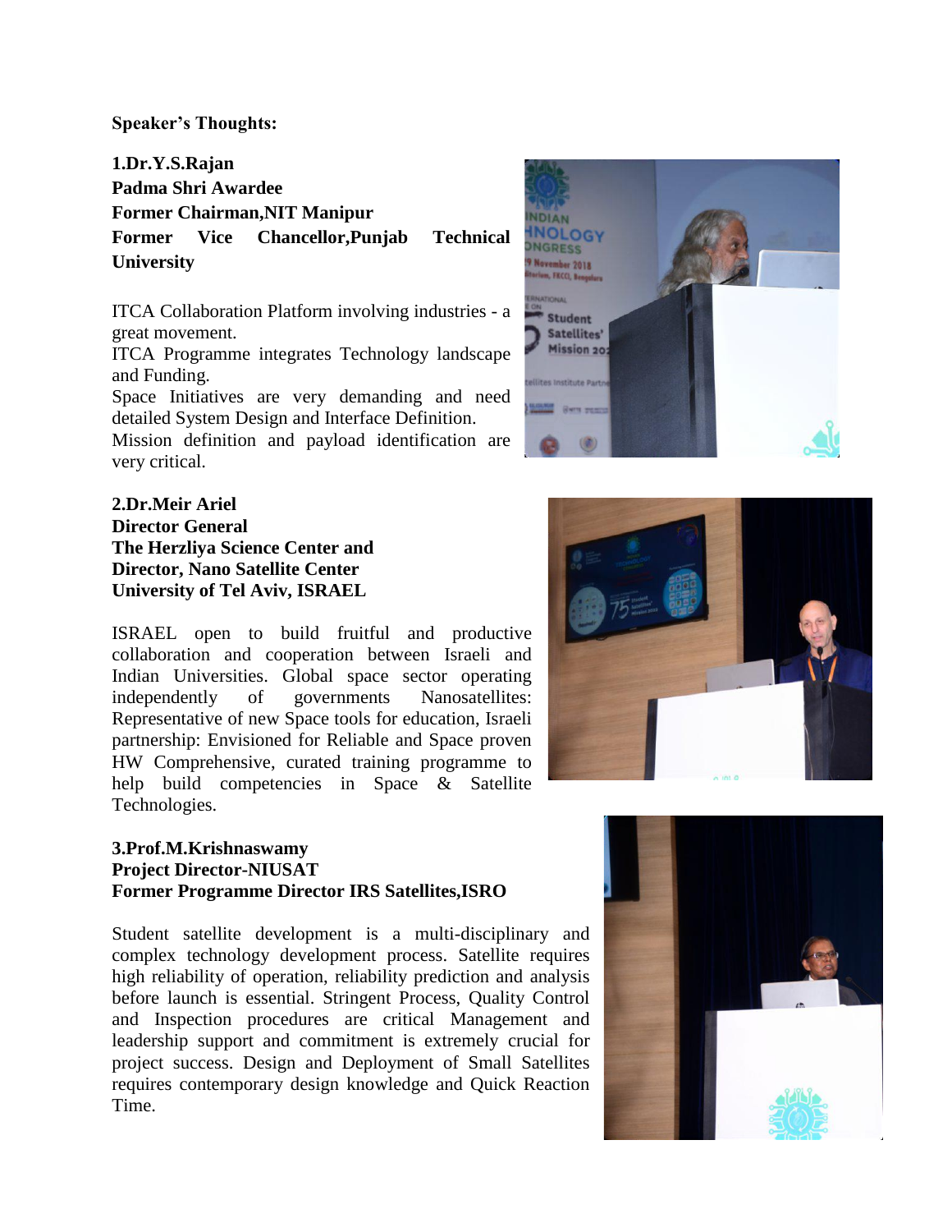**Speaker's Thoughts:**

**1.Dr.Y.S.Rajan**
**Padma Shri Awardee**
**Former Chairman,NIT Manipur**
**Former Vice Chancellor,Punjab Technical University**

ITCA Collaboration Platform involving industries - a great movement.
ITCA Programme integrates Technology landscape and Funding.
Space Initiatives are very demanding and need detailed System Design and Interface Definition.
Mission definition and payload identification are very critical.

**2.Dr.Meir Ariel**
**Director General**
**The Herzliya Science Center and**
**Director, Nano Satellite Center**
**University of Tel Aviv, ISRAEL**

ISRAEL open to build fruitful and productive collaboration and cooperation between Israeli and Indian Universities. Global space sector operating independently of governments Nanosatellites: Representative of new Space tools for education, Israeli partnership: Envisioned for Reliable and Space proven HW Comprehensive, curated training programme to help build competencies in Space & Satellite Technologies.

**3.Prof.M.Krishnaswamy**
**Project Director-NIUSAT**
**Former Programme Director IRS Satellites,ISRO**

Student satellite development is a multi-disciplinary and complex technology development process. Satellite requires high reliability of operation, reliability prediction and analysis before launch is essential. Stringent Process, Quality Control and Inspection procedures are critical Management and leadership support and commitment is extremely crucial for project success. Design and Deployment of Small Satellites requires contemporary design knowledge and Quick Reaction Time.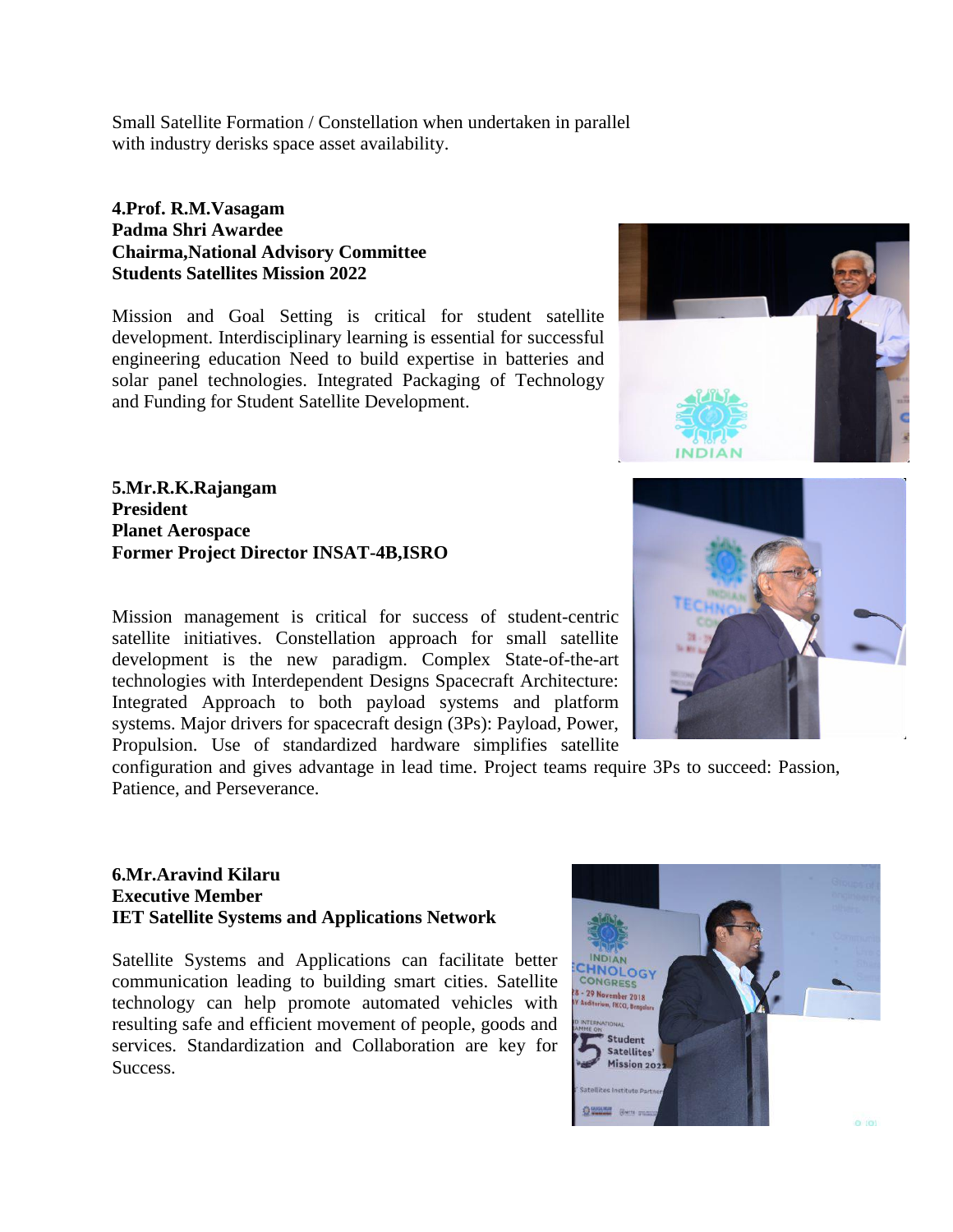Small Satellite Formation / Constellation when undertaken in parallel with industry derisks space asset availability.

**4.Prof. R.M.Vasagam**
**Padma Shri Awardee**
**Chairma,National Advisory Committee**
**Students Satellites Mission 2022**

Mission and Goal Setting is critical for student satellite development. Interdisciplinary learning is essential for successful engineering education Need to build expertise in batteries and solar panel technologies. Integrated Packaging of Technology and Funding for Student Satellite Development.

**5.Mr.R.K.Rajangam**
**President**
**Planet Aerospace**
**Former Project Director INSAT-4B,ISRO**

Mission management is critical for success of student-centric satellite initiatives. Constellation approach for small satellite development is the new paradigm. Complex State-of-the-art technologies with Interdependent Designs Spacecraft Architecture: Integrated Approach to both payload systems and platform systems. Major drivers for spacecraft design (3Ps): Payload, Power, Propulsion. Use of standardized hardware simplifies satellite configuration and gives advantage in lead time. Project teams require 3Ps to succeed: Passion, Patience, and Perseverance.

**6.Mr.Aravind Kilaru**
**Executive Member**
**IET Satellite Systems and Applications Network**

Satellite Systems and Applications can facilitate better communication leading to building smart cities. Satellite technology can help promote automated vehicles with resulting safe and efficient movement of people, goods and services. Standardization and Collaboration are key for Success.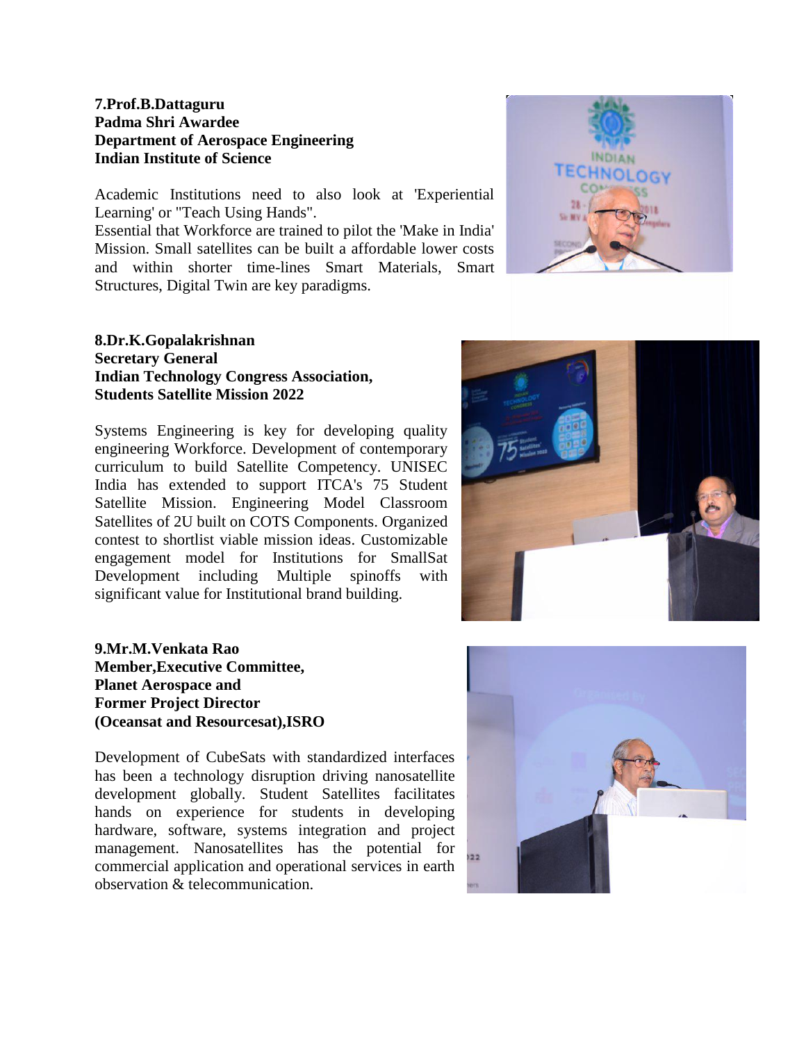**7.Prof.B.Dattaguru**
**Padma Shri Awardee**
**Department of Aerospace Engineering**
**Indian Institute of Science**

Academic Institutions need to also look at 'Experiential Learning' or "Teach Using Hands".
Essential that Workforce are trained to pilot the 'Make in India' Mission. Small satellites can be built a affordable lower costs and within shorter time-lines Smart Materials, Smart Structures, Digital Twin are key paradigms.

**8.Dr.K.Gopalakrishnan**
**Secretary General**
**Indian Technology Congress Association,**
**Students Satellite Mission 2022**

Systems Engineering is key for developing quality engineering Workforce. Development of contemporary curriculum to build Satellite Competency. UNISEC India has extended to support ITCA's 75 Student Satellite Mission. Engineering Model Classroom Satellites of 2U built on COTS Components. Organized contest to shortlist viable mission ideas. Customizable engagement model for Institutions for SmallSat Development including Multiple spinoffs with significant value for Institutional brand building.

**9.Mr.M.Venkata Rao**
**Member,Executive Committee,**
**Planet Aerospace and**
**Former Project Director**
**(Oceansat and Resourcesat),ISRO**

Development of CubeSats with standardized interfaces has been a technology disruption driving nanosatellite development globally. Student Satellites facilitates hands on experience for students in developing hardware, software, systems integration and project management. Nanosatellites has the potential for commercial application and operational services in earth observation & telecommunication.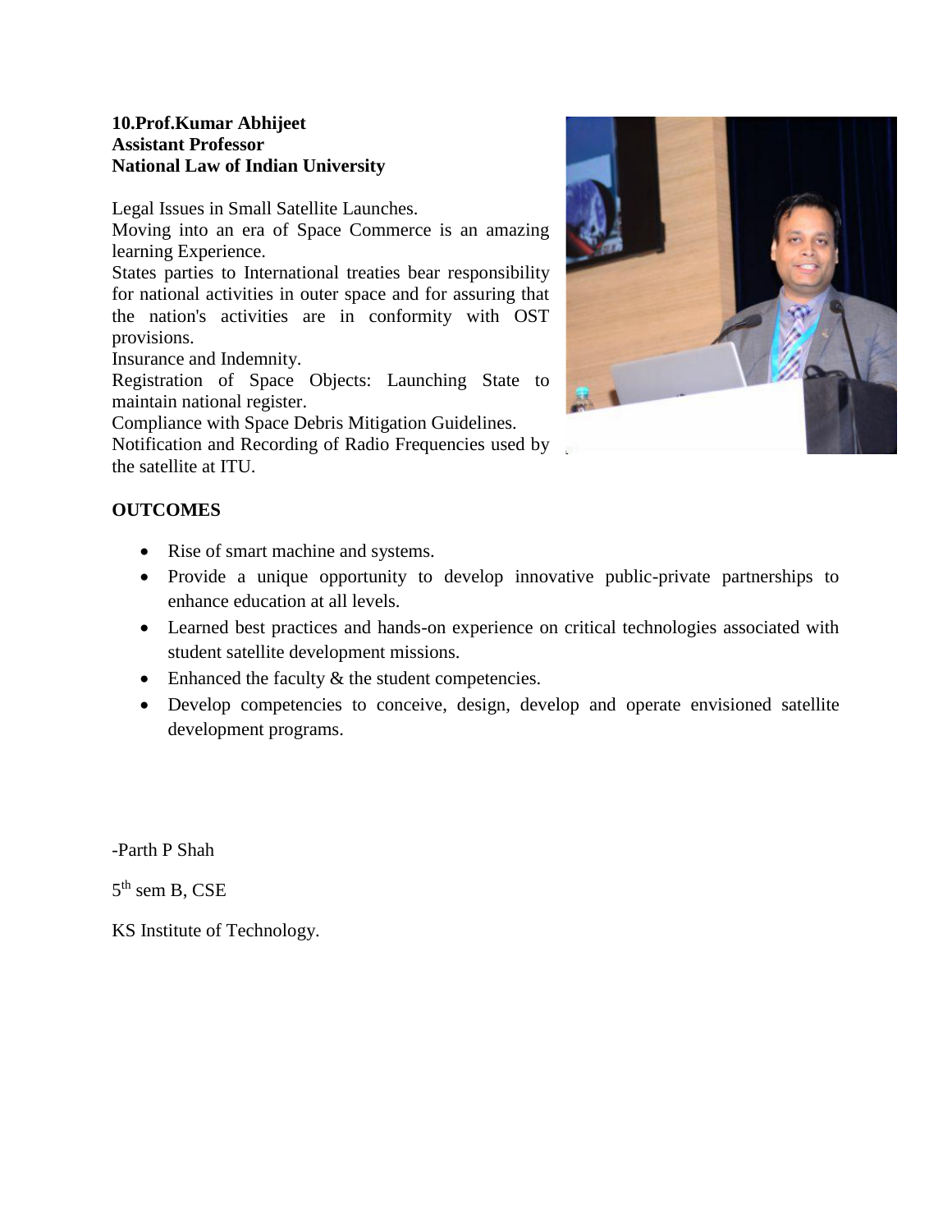**10.Prof.Kumar Abhijeet**
**Assistant Professor**
**National Law of Indian University**

Legal Issues in Small Satellite Launches.

Moving into an era of Space Commerce is an amazing learning Experience.

States parties to International treaties bear responsibility for national activities in outer space and for assuring that the nation's activities are in conformity with OST provisions.

Insurance and Indemnity.

Registration of Space Objects: Launching State to maintain national register.

Compliance with Space Debris Mitigation Guidelines.

Notification and Recording of Radio Frequencies used by the satellite at ITU.

**OUTCOMES**

- Rise of smart machine and systems.
- Provide a unique opportunity to develop innovative public-private partnerships to enhance education at all levels.
- Learned best practices and hands-on experience on critical technologies associated with student satellite development missions.
- Enhanced the faculty & the student competencies.
- Develop competencies to conceive, design, develop and operate envisioned satellite development programs.

-Parth P Shah

5th sem B, CSE

KS Institute of Technology.